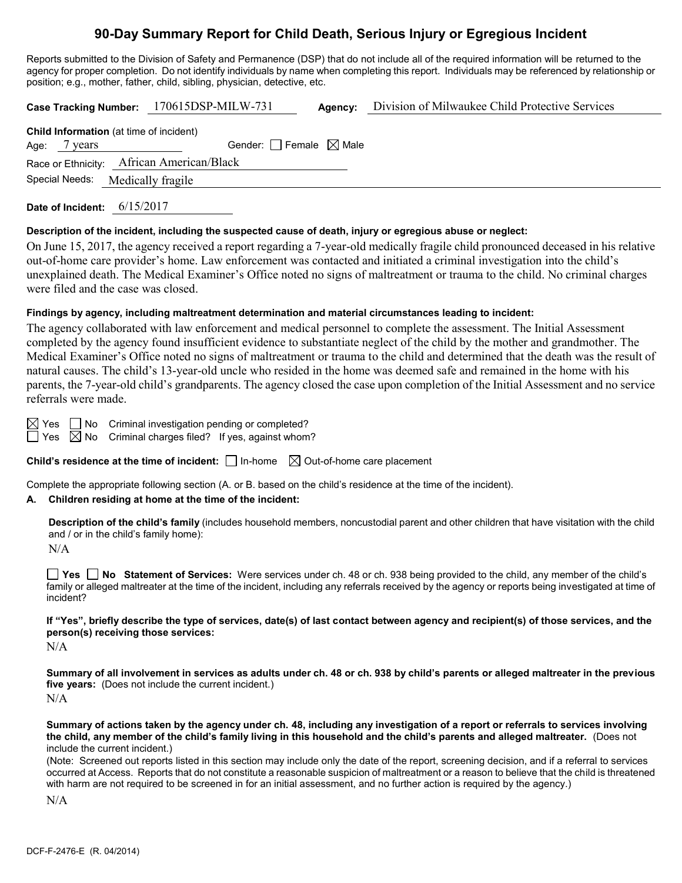# 90-Day Summary Report for Child Death, Serious Injury or Egregious Incident

Reports submitted to the Division of Safety and Permanence (DSP) that do not include all of the required information will be returned to the agency for proper completion. Do not identify individuals by name when completing this report. Individuals may be referenced by relationship or position; e.g., mother, father, child, sibling, physician, detective, etc.

**Case Tracking Number:** 170615DSP-MILW-731 **Agency:** Division of Milwaukee Child Protective Services

**Child Information** (at time of incident)

Age: 7 years Gender: ☐ Female ☒ Male

Race or Ethnicity: African American/Black

Special Needs: Medically fragile

**Date of Incident:** 6/15/2017

**Description of the incident, including the suspected cause of death, injury or egregious abuse or neglect:**

On June 15, 2017, the agency received a report regarding a 7-year-old medically fragile child pronounced deceased in his relative out-of-home care provider's home. Law enforcement was contacted and initiated a criminal investigation into the child's unexplained death. The Medical Examiner's Office noted no signs of maltreatment or trauma to the child. No criminal charges were filed and the case was closed.

**Findings by agency, including maltreatment determination and material circumstances leading to incident:**

The agency collaborated with law enforcement and medical personnel to complete the assessment. The Initial Assessment completed by the agency found insufficient evidence to substantiate neglect of the child by the mother and grandmother. The Medical Examiner's Office noted no signs of maltreatment or trauma to the child and determined that the death was the result of natural causes. The child's 13-year-old uncle who resided in the home was deemed safe and remained in the home with his parents, the 7-year-old child's grandparents. The agency closed the case upon completion of the Initial Assessment and no service referrals were made.

☒ Yes ☐ No Criminal investigation pending or completed?

☐ Yes ☒ No Criminal charges filed? If yes, against whom?

**Child's residence at the time of incident:** ☐ In-home ☒ Out-of-home care placement

Complete the appropriate following section (A. or B. based on the child's residence at the time of the incident).

**A. Children residing at home at the time of the incident:**

**Description of the child's family** (includes household members, noncustodial parent and other children that have visitation with the child and / or in the child's family home):

N/A

☐ **Yes** ☐ **No Statement of Services:** Were services under ch. 48 or ch. 938 being provided to the child, any member of the child's family or alleged maltreater at the time of the incident, including any referrals received by the agency or reports being investigated at time of incident?

**If "Yes", briefly describe the type of services, date(s) of last contact between agency and recipient(s) of those services, and the person(s) receiving those services:**

N/A

**Summary of all involvement in services as adults under ch. 48 or ch. 938 by child's parents or alleged maltreater in the previous five years:** (Does not include the current incident.)

N/A

**Summary of actions taken by the agency under ch. 48, including any investigation of a report or referrals to services involving the child, any member of the child's family living in this household and the child's parents and alleged maltreater.** (Does not include the current incident.)

(Note: Screened out reports listed in this section may include only the date of the report, screening decision, and if a referral to services occurred at Access. Reports that do not constitute a reasonable suspicion of maltreatment or a reason to believe that the child is threatened with harm are not required to be screened in for an initial assessment, and no further action is required by the agency.)

N/A

DCF-F-2476-E (R. 04/2014)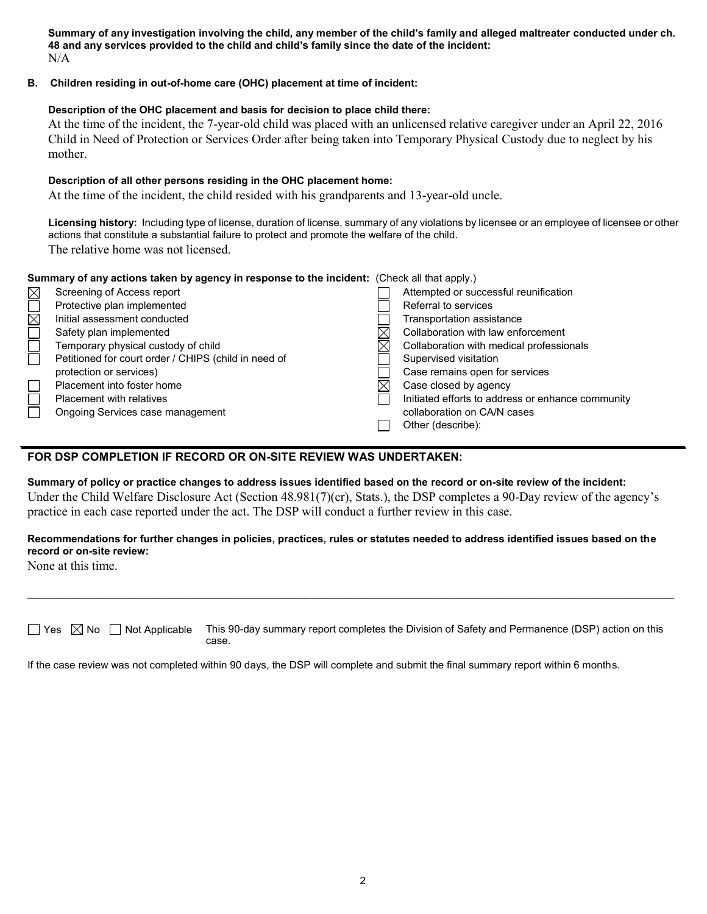**Summary of any investigation involving the child, any member of the child's family and alleged maltreater conducted under ch. 48 and any services provided to the child and child's family since the date of the incident:**
N/A

**B. Children residing in out-of-home care (OHC) placement at time of incident:**

**Description of the OHC placement and basis for decision to place child there:**
At the time of the incident, the 7-year-old child was placed with an unlicensed relative caregiver under an April 22, 2016 Child in Need of Protection or Services Order after being taken into Temporary Physical Custody due to neglect by his mother.

**Description of all other persons residing in the OHC placement home:**
At the time of the incident, the child resided with his grandparents and 13-year-old uncle.

**Licensing history:** Including type of license, duration of license, summary of any violations by licensee or an employee of licensee or other actions that constitute a substantial failure to protect and promote the welfare of the child.
The relative home was not licensed.

**Summary of any actions taken by agency in response to the incident:** (Check all that apply.)

- ☒ Screening of Access report
- ☐ Protective plan implemented
- ☒ Initial assessment conducted
- ☐ Safety plan implemented
- ☐ Temporary physical custody of child
- ☐ Petitioned for court order / CHIPS (child in need of protection or services)
- ☐ Placement into foster home
- ☐ Placement with relatives
- ☐ Ongoing Services case management
- ☐ Attempted or successful reunification
- ☐ Referral to services
- ☐ Transportation assistance
- ☒ Collaboration with law enforcement
- ☒ Collaboration with medical professionals
- ☐ Supervised visitation
- ☐ Case remains open for services
- ☒ Case closed by agency
- ☐ Initiated efforts to address or enhance community collaboration on CA/N cases
- ☐ Other (describe):

## FOR DSP COMPLETION IF RECORD OR ON-SITE REVIEW WAS UNDERTAKEN:

**Summary of policy or practice changes to address issues identified based on the record or on-site review of the incident:**
Under the Child Welfare Disclosure Act (Section 48.981(7)(cr), Stats.), the DSP completes a 90-Day review of the agency's practice in each case reported under the act. The DSP will conduct a further review in this case.

**Recommendations for further changes in policies, practices, rules or statutes needed to address identified issues based on the record or on-site review:**
None at this time.

---

☐ Yes ☒ No ☐ Not Applicable This 90-day summary report completes the Division of Safety and Permanence (DSP) action on this case.

If the case review was not completed within 90 days, the DSP will complete and submit the final summary report within 6 months.